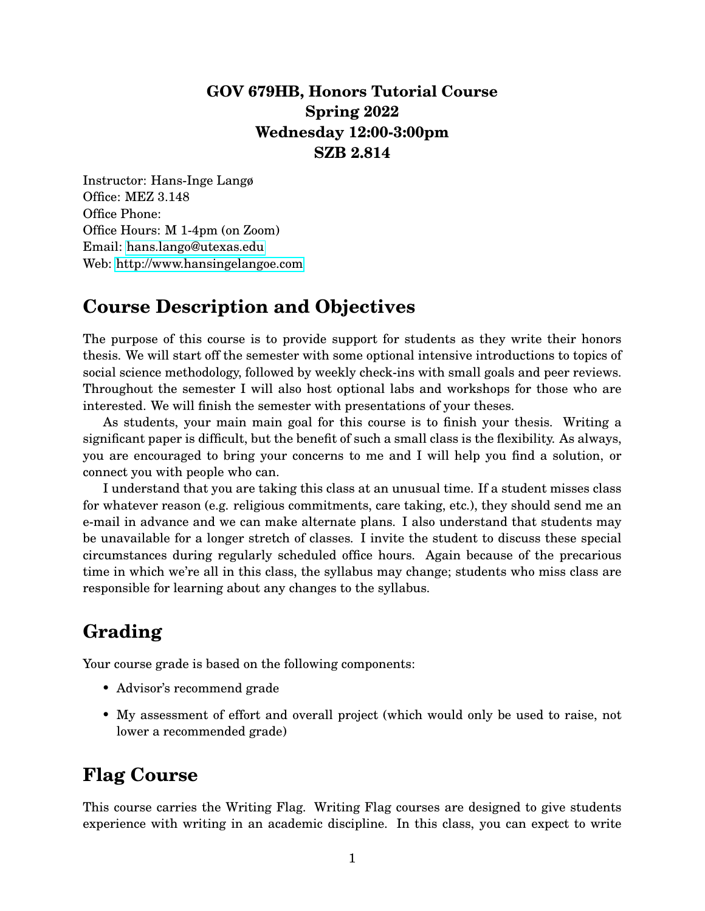**GOV 679HB, Honors Tutorial Course**
**Spring 2022**
**Wednesday 12:00-3:00pm**
**SZB 2.814**

Instructor: Hans-Inge Langø
Office: MEZ 3.148
Office Phone:
Office Hours: M 1-4pm (on Zoom)
Email: hans.lango@utexas.edu
Web: http://www.hansingelangoe.com

## Course Description and Objectives

The purpose of this course is to provide support for students as they write their honors thesis. We will start off the semester with some optional intensive introductions to topics of social science methodology, followed by weekly check-ins with small goals and peer reviews. Throughout the semester I will also host optional labs and workshops for those who are interested. We will finish the semester with presentations of your theses.

As students, your main main goal for this course is to finish your thesis. Writing a significant paper is difficult, but the benefit of such a small class is the flexibility. As always, you are encouraged to bring your concerns to me and I will help you find a solution, or connect you with people who can.

I understand that you are taking this class at an unusual time. If a student misses class for whatever reason (e.g. religious commitments, care taking, etc.), they should send me an e-mail in advance and we can make alternate plans. I also understand that students may be unavailable for a longer stretch of classes. I invite the student to discuss these special circumstances during regularly scheduled office hours. Again because of the precarious time in which we're all in this class, the syllabus may change; students who miss class are responsible for learning about any changes to the syllabus.

## Grading

Your course grade is based on the following components:

- Advisor's recommend grade
- My assessment of effort and overall project (which would only be used to raise, not lower a recommended grade)

## Flag Course

This course carries the Writing Flag. Writing Flag courses are designed to give students experience with writing in an academic discipline. In this class, you can expect to write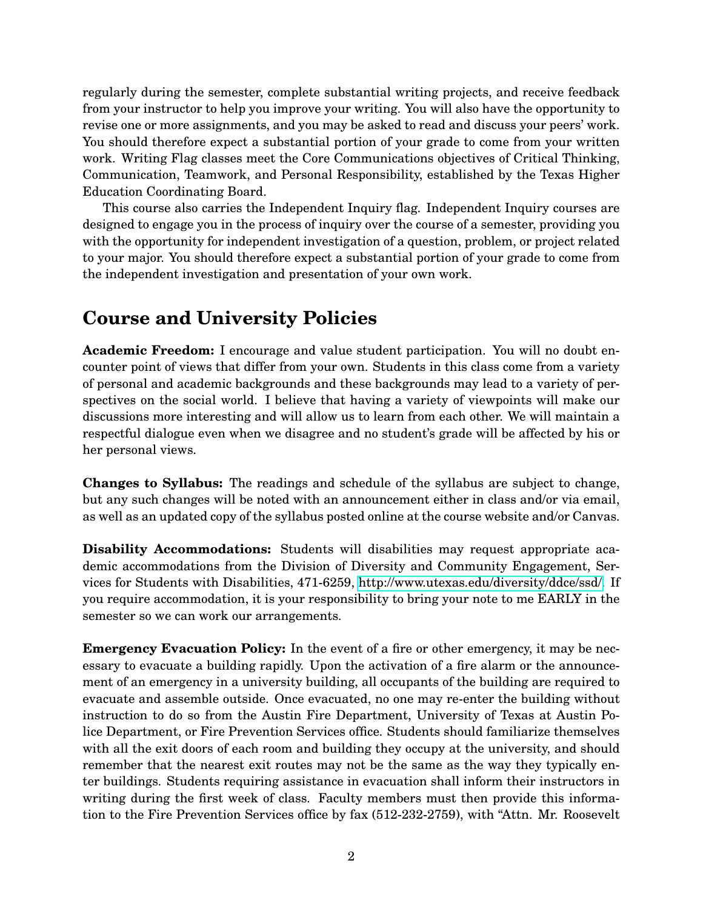regularly during the semester, complete substantial writing projects, and receive feedback from your instructor to help you improve your writing. You will also have the opportunity to revise one or more assignments, and you may be asked to read and discuss your peers' work. You should therefore expect a substantial portion of your grade to come from your written work. Writing Flag classes meet the Core Communications objectives of Critical Thinking, Communication, Teamwork, and Personal Responsibility, established by the Texas Higher Education Coordinating Board.

This course also carries the Independent Inquiry flag. Independent Inquiry courses are designed to engage you in the process of inquiry over the course of a semester, providing you with the opportunity for independent investigation of a question, problem, or project related to your major. You should therefore expect a substantial portion of your grade to come from the independent investigation and presentation of your own work.

## Course and University Policies

**Academic Freedom:** I encourage and value student participation. You will no doubt encounter point of views that differ from your own. Students in this class come from a variety of personal and academic backgrounds and these backgrounds may lead to a variety of perspectives on the social world. I believe that having a variety of viewpoints will make our discussions more interesting and will allow us to learn from each other. We will maintain a respectful dialogue even when we disagree and no student's grade will be affected by his or her personal views.

**Changes to Syllabus:** The readings and schedule of the syllabus are subject to change, but any such changes will be noted with an announcement either in class and/or via email, as well as an updated copy of the syllabus posted online at the course website and/or Canvas.

**Disability Accommodations:** Students will disabilities may request appropriate academic accommodations from the Division of Diversity and Community Engagement, Services for Students with Disabilities, 471-6259, http://www.utexas.edu/diversity/ddce/ssd/. If you require accommodation, it is your responsibility to bring your note to me EARLY in the semester so we can work our arrangements.

**Emergency Evacuation Policy:** In the event of a fire or other emergency, it may be necessary to evacuate a building rapidly. Upon the activation of a fire alarm or the announcement of an emergency in a university building, all occupants of the building are required to evacuate and assemble outside. Once evacuated, no one may re-enter the building without instruction to do so from the Austin Fire Department, University of Texas at Austin Police Department, or Fire Prevention Services office. Students should familiarize themselves with all the exit doors of each room and building they occupy at the university, and should remember that the nearest exit routes may not be the same as the way they typically enter buildings. Students requiring assistance in evacuation shall inform their instructors in writing during the first week of class. Faculty members must then provide this information to the Fire Prevention Services office by fax (512-232-2759), with "Attn. Mr. Roosevelt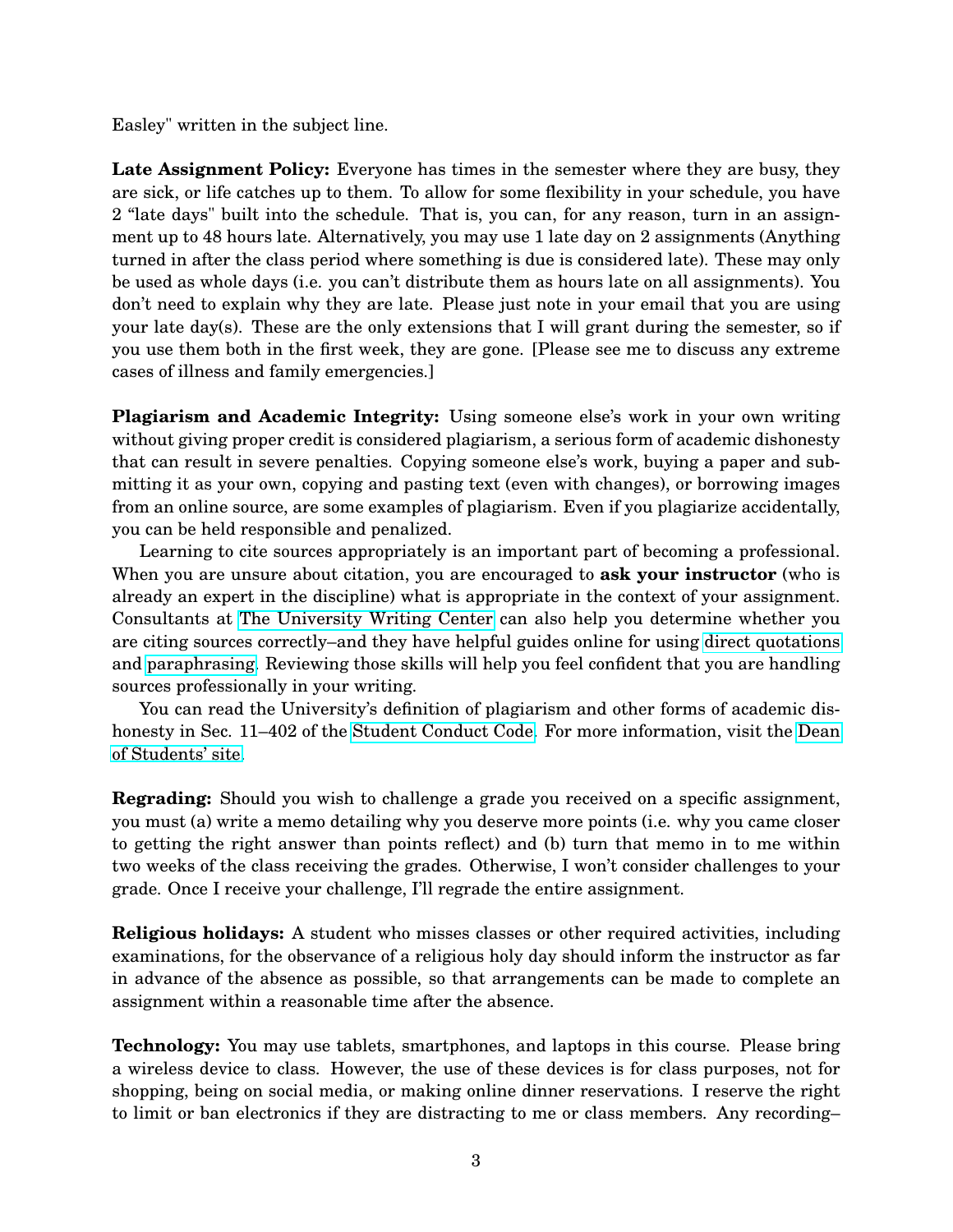Easley" written in the subject line.

**Late Assignment Policy:** Everyone has times in the semester where they are busy, they are sick, or life catches up to them. To allow for some flexibility in your schedule, you have 2 “late days" built into the schedule. That is, you can, for any reason, turn in an assignment up to 48 hours late. Alternatively, you may use 1 late day on 2 assignments (Anything turned in after the class period where something is due is considered late). These may only be used as whole days (i.e. you can't distribute them as hours late on all assignments). You don't need to explain why they are late. Please just note in your email that you are using your late day(s). These are the only extensions that I will grant during the semester, so if you use them both in the first week, they are gone. [Please see me to discuss any extreme cases of illness and family emergencies.]

**Plagiarism and Academic Integrity:** Using someone else's work in your own writing without giving proper credit is considered plagiarism, a serious form of academic dishonesty that can result in severe penalties. Copying someone else's work, buying a paper and submitting it as your own, copying and pasting text (even with changes), or borrowing images from an online source, are some examples of plagiarism. Even if you plagiarize accidentally, you can be held responsible and penalized.

Learning to cite sources appropriately is an important part of becoming a professional. When you are unsure about citation, you are encouraged to **ask your instructor** (who is already an expert in the discipline) what is appropriate in the context of your assignment. Consultants at The University Writing Center can also help you determine whether you are citing sources correctly–and they have helpful guides online for using direct quotations and paraphrasing. Reviewing those skills will help you feel confident that you are handling sources professionally in your writing.

You can read the University's definition of plagiarism and other forms of academic dishonesty in Sec. 11–402 of the Student Conduct Code. For more information, visit the Dean of Students' site.

**Regrading:** Should you wish to challenge a grade you received on a specific assignment, you must (a) write a memo detailing why you deserve more points (i.e. why you came closer to getting the right answer than points reflect) and (b) turn that memo in to me within two weeks of the class receiving the grades. Otherwise, I won't consider challenges to your grade. Once I receive your challenge, I'll regrade the entire assignment.

**Religious holidays:** A student who misses classes or other required activities, including examinations, for the observance of a religious holy day should inform the instructor as far in advance of the absence as possible, so that arrangements can be made to complete an assignment within a reasonable time after the absence.

**Technology:** You may use tablets, smartphones, and laptops in this course. Please bring a wireless device to class. However, the use of these devices is for class purposes, not for shopping, being on social media, or making online dinner reservations. I reserve the right to limit or ban electronics if they are distracting to me or class members. Any recording–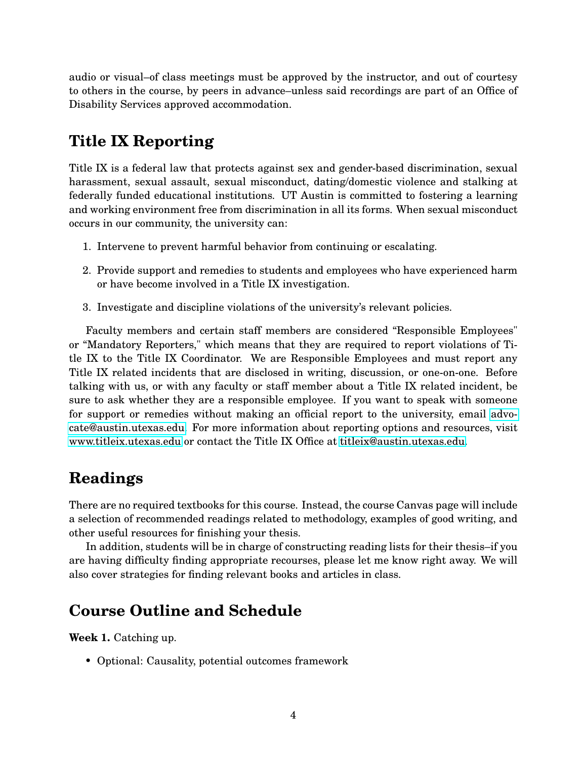audio or visual–of class meetings must be approved by the instructor, and out of courtesy to others in the course, by peers in advance–unless said recordings are part of an Office of Disability Services approved accommodation.

## Title IX Reporting

Title IX is a federal law that protects against sex and gender-based discrimination, sexual harassment, sexual assault, sexual misconduct, dating/domestic violence and stalking at federally funded educational institutions. UT Austin is committed to fostering a learning and working environment free from discrimination in all its forms. When sexual misconduct occurs in our community, the university can:

1. Intervene to prevent harmful behavior from continuing or escalating.
2. Provide support and remedies to students and employees who have experienced harm or have become involved in a Title IX investigation.
3. Investigate and discipline violations of the university's relevant policies.

Faculty members and certain staff members are considered "Responsible Employees" or "Mandatory Reporters," which means that they are required to report violations of Title IX to the Title IX Coordinator. We are Responsible Employees and must report any Title IX related incidents that are disclosed in writing, discussion, or one-on-one. Before talking with us, or with any faculty or staff member about a Title IX related incident, be sure to ask whether they are a responsible employee. If you want to speak with someone for support or remedies without making an official report to the university, email advocate@austin.utexas.edu. For more information about reporting options and resources, visit www.titleix.utexas.edu or contact the Title IX Office at titleix@austin.utexas.edu.

## Readings

There are no required textbooks for this course. Instead, the course Canvas page will include a selection of recommended readings related to methodology, examples of good writing, and other useful resources for finishing your thesis.

In addition, students will be in charge of constructing reading lists for their thesis–if you are having difficulty finding appropriate recourses, please let me know right away. We will also cover strategies for finding relevant books and articles in class.

## Course Outline and Schedule

**Week 1.** Catching up.

- Optional: Causality, potential outcomes framework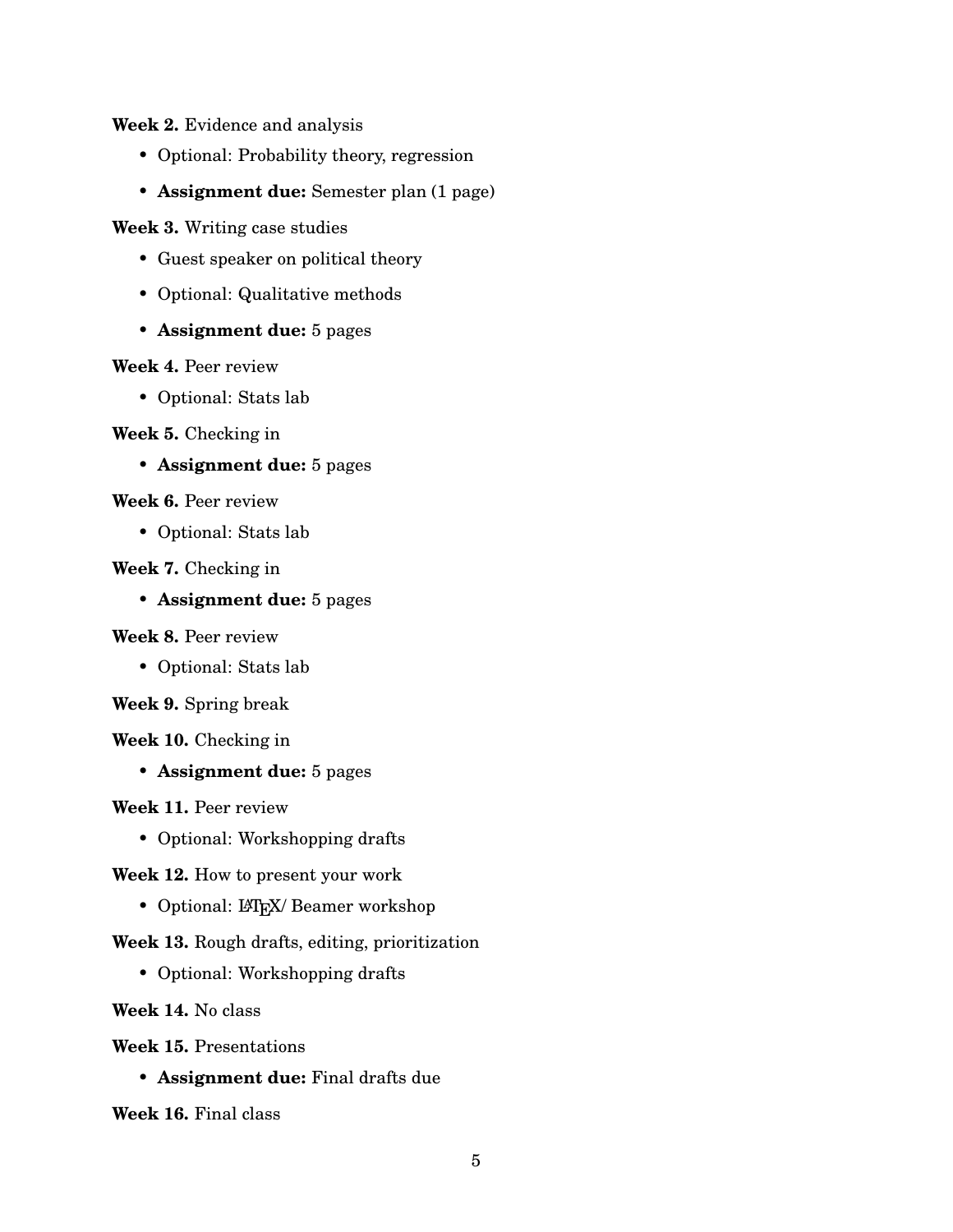**Week 2.** Evidence and analysis

- Optional: Probability theory, regression
- **Assignment due:** Semester plan (1 page)

**Week 3.** Writing case studies

- Guest speaker on political theory
- Optional: Qualitative methods
- **Assignment due:** 5 pages

**Week 4.** Peer review

- Optional: Stats lab

**Week 5.** Checking in

- **Assignment due:** 5 pages

**Week 6.** Peer review

- Optional: Stats lab

**Week 7.** Checking in

- **Assignment due:** 5 pages

**Week 8.** Peer review

- Optional: Stats lab

**Week 9.** Spring break

**Week 10.** Checking in

- **Assignment due:** 5 pages

**Week 11.** Peer review

- Optional: Workshopping drafts

**Week 12.** How to present your work

- Optional: LaTeX/ Beamer workshop

**Week 13.** Rough drafts, editing, prioritization

- Optional: Workshopping drafts

**Week 14.** No class

**Week 15.** Presentations

- **Assignment due:** Final drafts due

**Week 16.** Final class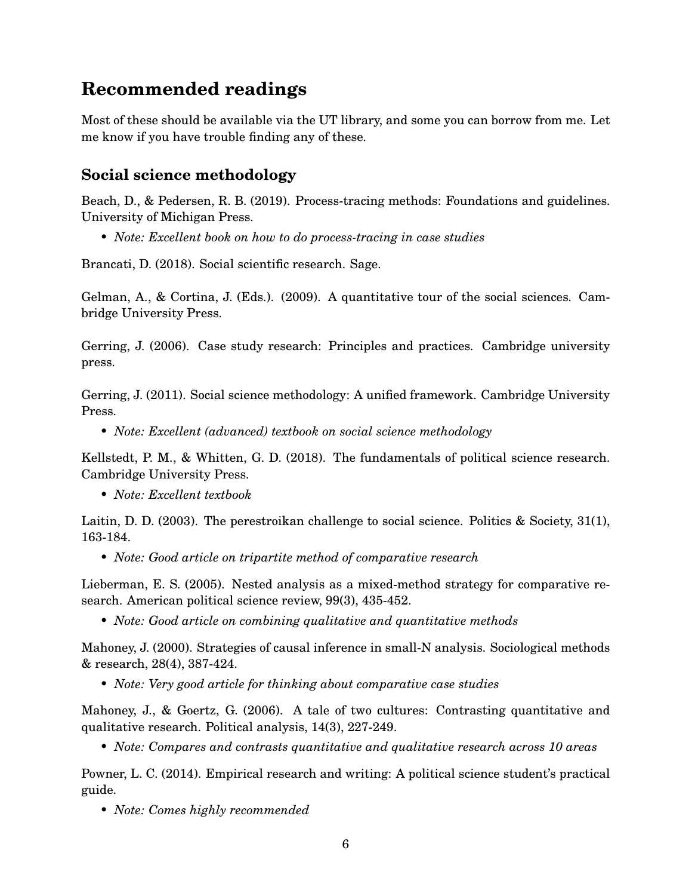# Recommended readings

Most of these should be available via the UT library, and some you can borrow from me. Let me know if you have trouble finding any of these.

## Social science methodology

Beach, D., & Pedersen, R. B. (2019). Process-tracing methods: Foundations and guidelines. University of Michigan Press.

- *Note: Excellent book on how to do process-tracing in case studies*

Brancati, D. (2018). Social scientific research. Sage.

Gelman, A., & Cortina, J. (Eds.). (2009). A quantitative tour of the social sciences. Cambridge University Press.

Gerring, J. (2006). Case study research: Principles and practices. Cambridge university press.

Gerring, J. (2011). Social science methodology: A unified framework. Cambridge University Press.

- *Note: Excellent (advanced) textbook on social science methodology*

Kellstedt, P. M., & Whitten, G. D. (2018). The fundamentals of political science research. Cambridge University Press.

- *Note: Excellent textbook*

Laitin, D. D. (2003). The perestroikan challenge to social science. Politics & Society, 31(1), 163-184.

- *Note: Good article on tripartite method of comparative research*

Lieberman, E. S. (2005). Nested analysis as a mixed-method strategy for comparative research. American political science review, 99(3), 435-452.

- *Note: Good article on combining qualitative and quantitative methods*

Mahoney, J. (2000). Strategies of causal inference in small-N analysis. Sociological methods & research, 28(4), 387-424.

- *Note: Very good article for thinking about comparative case studies*

Mahoney, J., & Goertz, G. (2006). A tale of two cultures: Contrasting quantitative and qualitative research. Political analysis, 14(3), 227-249.

- *Note: Compares and contrasts quantitative and qualitative research across 10 areas*

Powner, L. C. (2014). Empirical research and writing: A political science student's practical guide.

- *Note: Comes highly recommended*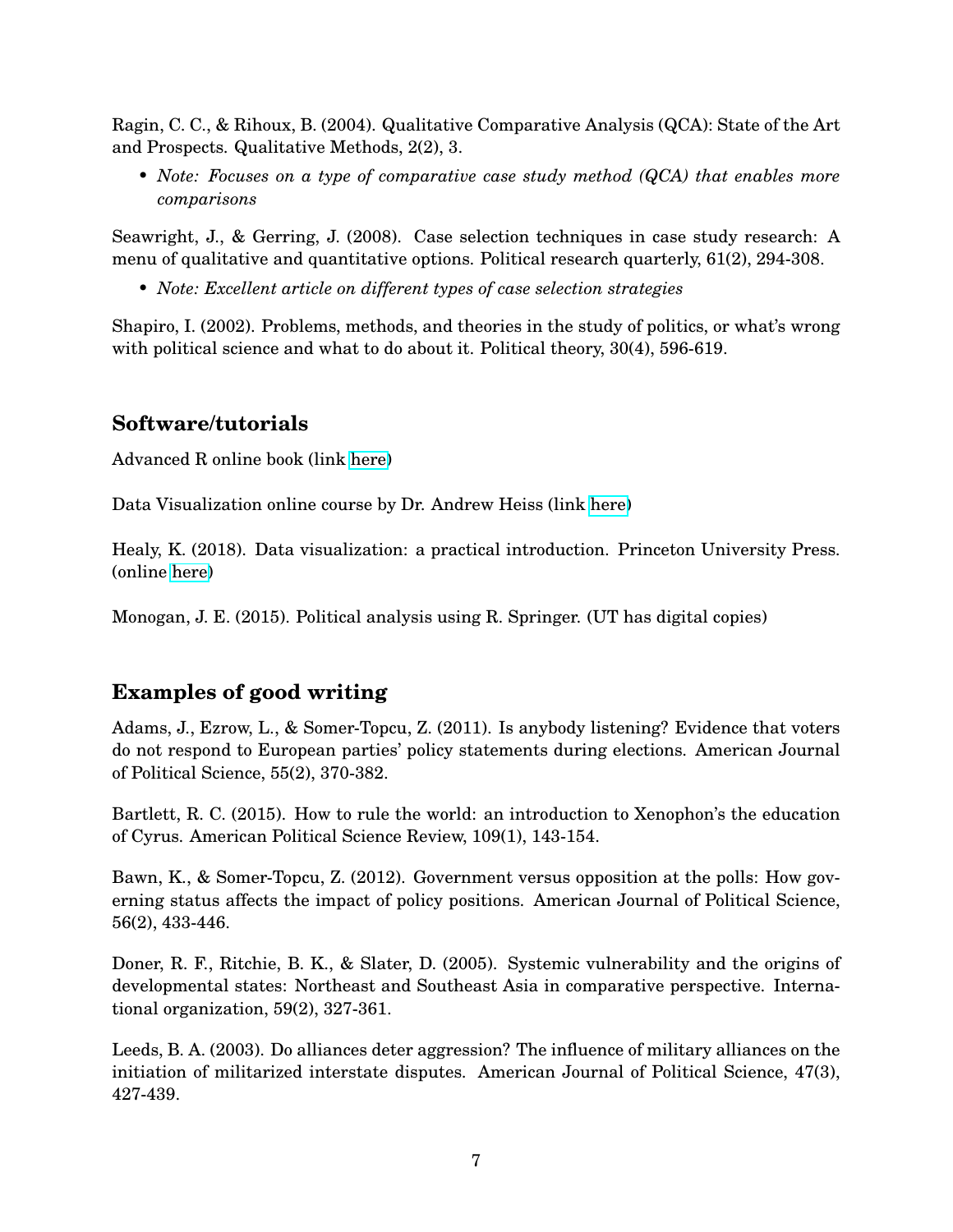Ragin, C. C., & Rihoux, B. (2004). Qualitative Comparative Analysis (QCA): State of the Art and Prospects. Qualitative Methods, 2(2), 3.

- *Note: Focuses on a type of comparative case study method (QCA) that enables more comparisons*

Seawright, J., & Gerring, J. (2008). Case selection techniques in case study research: A menu of qualitative and quantitative options. Political research quarterly, 61(2), 294-308.

- *Note: Excellent article on different types of case selection strategies*

Shapiro, I. (2002). Problems, methods, and theories in the study of politics, or what's wrong with political science and what to do about it. Political theory, 30(4), 596-619.

## Software/tutorials

Advanced R online book (link here)

Data Visualization online course by Dr. Andrew Heiss (link here)

Healy, K. (2018). Data visualization: a practical introduction. Princeton University Press. (online here)

Monogan, J. E. (2015). Political analysis using R. Springer. (UT has digital copies)

## Examples of good writing

Adams, J., Ezrow, L., & Somer-Topcu, Z. (2011). Is anybody listening? Evidence that voters do not respond to European parties' policy statements during elections. American Journal of Political Science, 55(2), 370-382.

Bartlett, R. C. (2015). How to rule the world: an introduction to Xenophon's the education of Cyrus. American Political Science Review, 109(1), 143-154.

Bawn, K., & Somer-Topcu, Z. (2012). Government versus opposition at the polls: How governing status affects the impact of policy positions. American Journal of Political Science, 56(2), 433-446.

Doner, R. F., Ritchie, B. K., & Slater, D. (2005). Systemic vulnerability and the origins of developmental states: Northeast and Southeast Asia in comparative perspective. International organization, 59(2), 327-361.

Leeds, B. A. (2003). Do alliances deter aggression? The influence of military alliances on the initiation of militarized interstate disputes. American Journal of Political Science, 47(3), 427-439.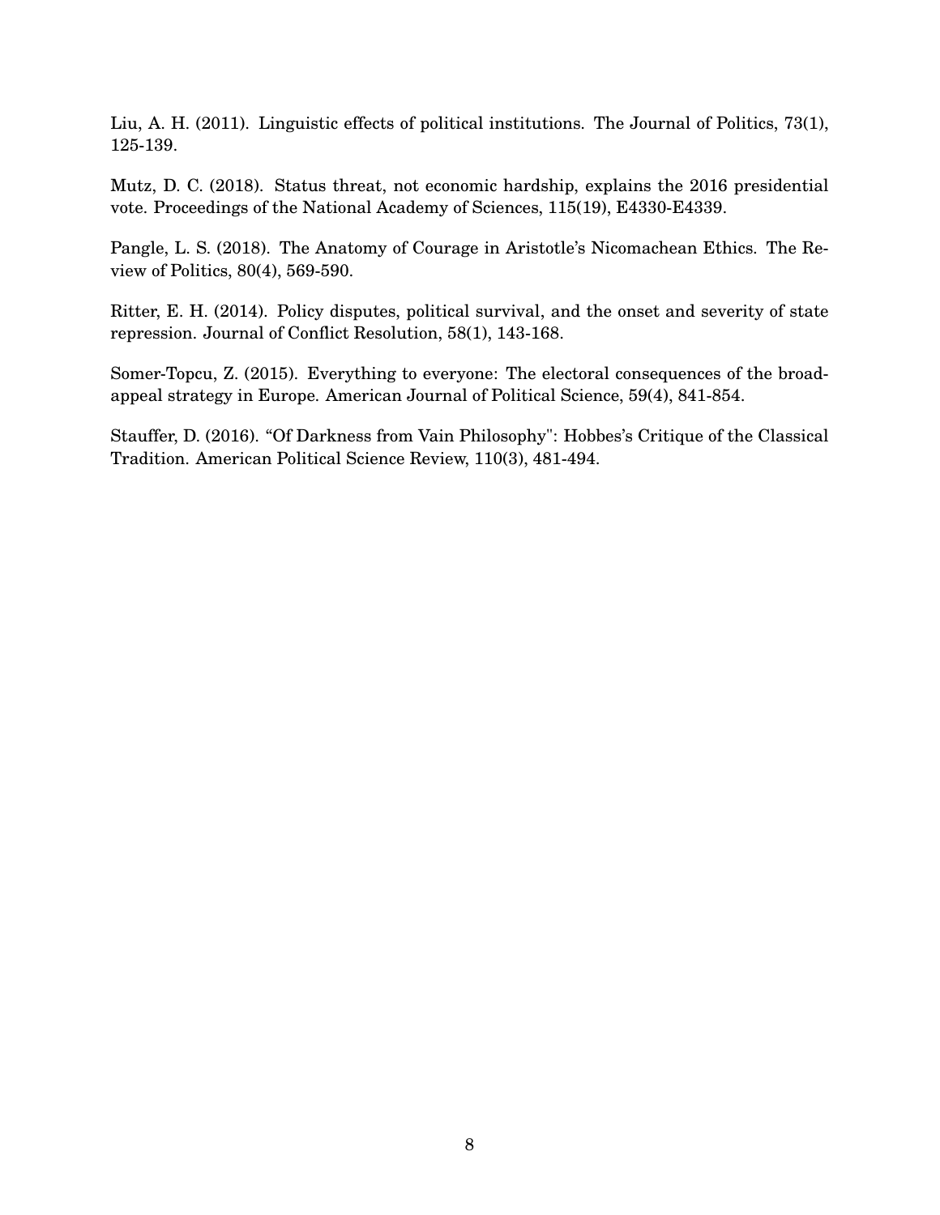Liu, A. H. (2011). Linguistic effects of political institutions. The Journal of Politics, 73(1), 125-139.

Mutz, D. C. (2018). Status threat, not economic hardship, explains the 2016 presidential vote. Proceedings of the National Academy of Sciences, 115(19), E4330-E4339.

Pangle, L. S. (2018). The Anatomy of Courage in Aristotle's Nicomachean Ethics. The Review of Politics, 80(4), 569-590.

Ritter, E. H. (2014). Policy disputes, political survival, and the onset and severity of state repression. Journal of Conflict Resolution, 58(1), 143-168.

Somer-Topcu, Z. (2015). Everything to everyone: The electoral consequences of the broad-appeal strategy in Europe. American Journal of Political Science, 59(4), 841-854.

Stauffer, D. (2016). "Of Darkness from Vain Philosophy": Hobbes's Critique of the Classical Tradition. American Political Science Review, 110(3), 481-494.